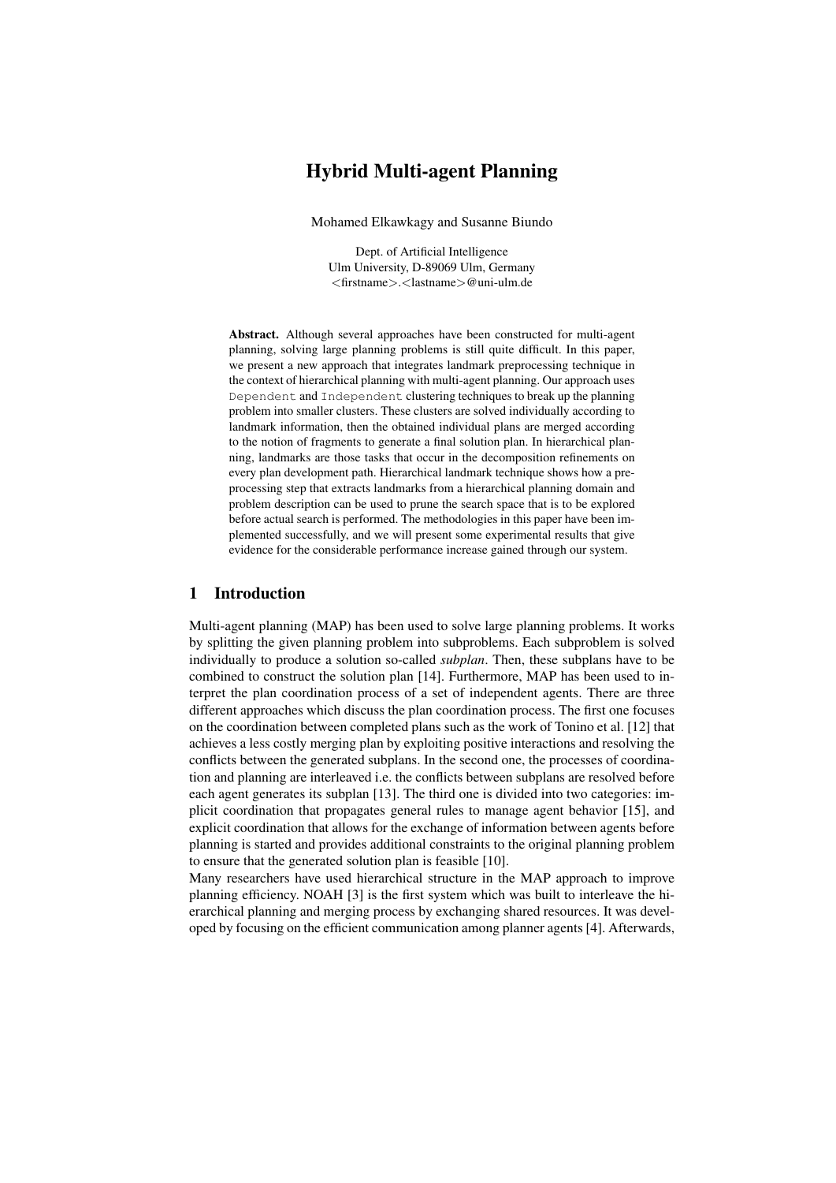# Hybrid Multi-agent Planning

Mohamed Elkawkagy and Susanne Biundo

Dept. of Artificial Intelligence
Ulm University, D-89069 Ulm, Germany
<firstname>.<lastname>@uni-ulm.de

**Abstract.** Although several approaches have been constructed for multi-agent planning, solving large planning problems is still quite difficult. In this paper, we present a new approach that integrates landmark preprocessing technique in the context of hierarchical planning with multi-agent planning. Our approach uses `Dependent` and `Independent` clustering techniques to break up the planning problem into smaller clusters. These clusters are solved individually according to landmark information, then the obtained individual plans are merged according to the notion of fragments to generate a final solution plan. In hierarchical planning, landmarks are those tasks that occur in the decomposition refinements on every plan development path. Hierarchical landmark technique shows how a preprocessing step that extracts landmarks from a hierarchical planning domain and problem description can be used to prune the search space that is to be explored before actual search is performed. The methodologies in this paper have been implemented successfully, and we will present some experimental results that give evidence for the considerable performance increase gained through our system.

## 1 Introduction

Multi-agent planning (MAP) has been used to solve large planning problems. It works by splitting the given planning problem into subproblems. Each subproblem is solved individually to produce a solution so-called *subplan*. Then, these subplans have to be combined to construct the solution plan [14]. Furthermore, MAP has been used to interpret the plan coordination process of a set of independent agents. There are three different approaches which discuss the plan coordination process. The first one focuses on the coordination between completed plans such as the work of Tonino et al. [12] that achieves a less costly merging plan by exploiting positive interactions and resolving the conflicts between the generated subplans. In the second one, the processes of coordination and planning are interleaved i.e. the conflicts between subplans are resolved before each agent generates its subplan [13]. The third one is divided into two categories: implicit coordination that propagates general rules to manage agent behavior [15], and explicit coordination that allows for the exchange of information between agents before planning is started and provides additional constraints to the original planning problem to ensure that the generated solution plan is feasible [10].

Many researchers have used hierarchical structure in the MAP approach to improve planning efficiency. NOAH [3] is the first system which was built to interleave the hierarchical planning and merging process by exchanging shared resources. It was developed by focusing on the efficient communication among planner agents [4]. Afterwards,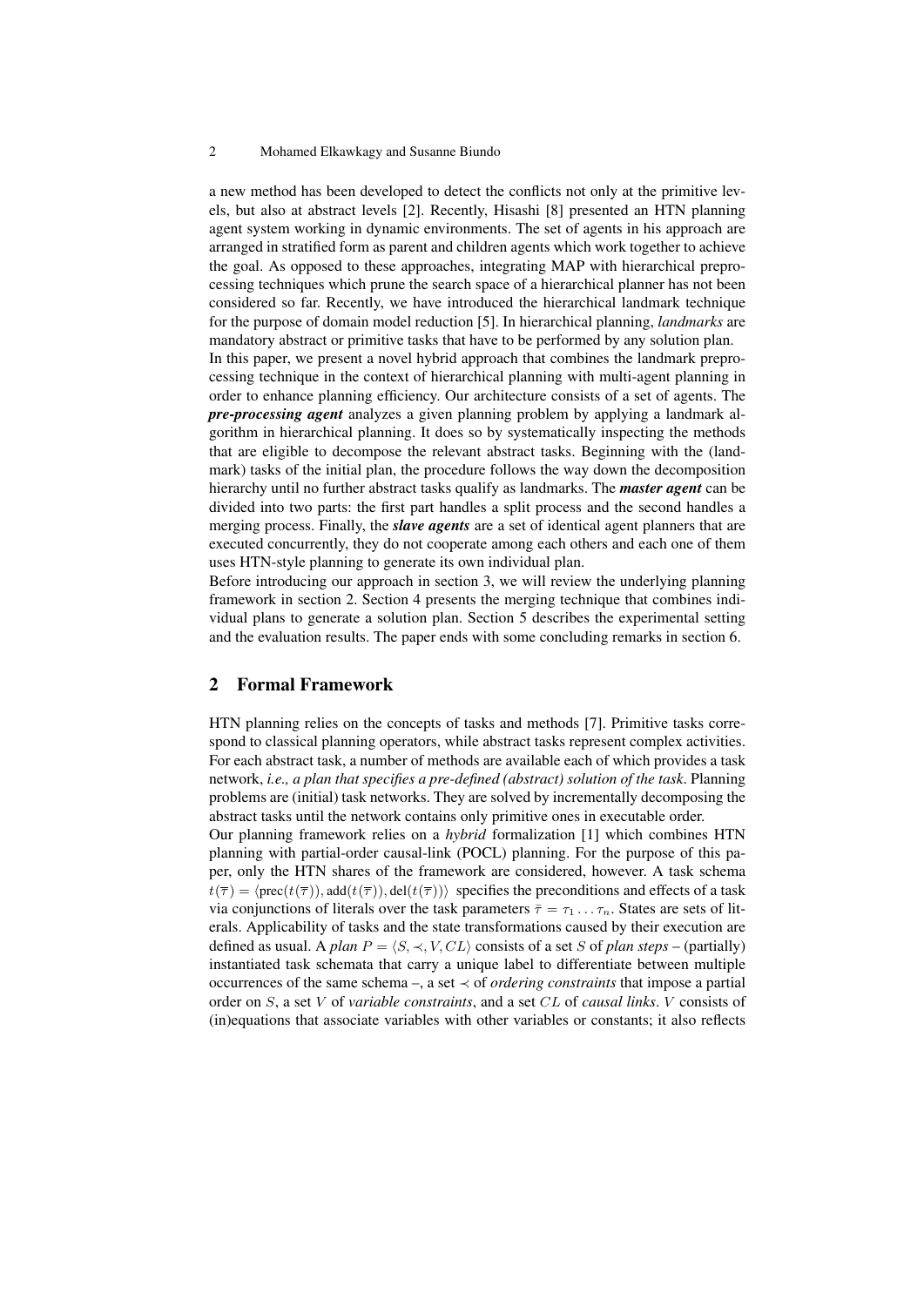a new method has been developed to detect the conflicts not only at the primitive levels, but also at abstract levels [2]. Recently, Hisashi [8] presented an HTN planning agent system working in dynamic environments. The set of agents in his approach are arranged in stratified form as parent and children agents which work together to achieve the goal. As opposed to these approaches, integrating MAP with hierarchical preprocessing techniques which prune the search space of a hierarchical planner has not been considered so far. Recently, we have introduced the hierarchical landmark technique for the purpose of domain model reduction [5]. In hierarchical planning, *landmarks* are mandatory abstract or primitive tasks that have to be performed by any solution plan.

In this paper, we present a novel hybrid approach that combines the landmark preprocessing technique in the context of hierarchical planning with multi-agent planning in order to enhance planning efficiency. Our architecture consists of a set of agents. The ***pre-processing agent*** analyzes a given planning problem by applying a landmark algorithm in hierarchical planning. It does so by systematically inspecting the methods that are eligible to decompose the relevant abstract tasks. Beginning with the (landmark) tasks of the initial plan, the procedure follows the way down the decomposition hierarchy until no further abstract tasks qualify as landmarks. The ***master agent*** can be divided into two parts: the first part handles a split process and the second handles a merging process. Finally, the ***slave agents*** are a set of identical agent planners that are executed concurrently, they do not cooperate among each others and each one of them uses HTN-style planning to generate its own individual plan.

Before introducing our approach in section 3, we will review the underlying planning framework in section 2. Section 4 presents the merging technique that combines individual plans to generate a solution plan. Section 5 describes the experimental setting and the evaluation results. The paper ends with some concluding remarks in section 6.

## 2 Formal Framework

HTN planning relies on the concepts of tasks and methods [7]. Primitive tasks correspond to classical planning operators, while abstract tasks represent complex activities. For each abstract task, a number of methods are available each of which provides a task network, *i.e., a plan that specifies a pre-defined (abstract) solution of the task*. Planning problems are (initial) task networks. They are solved by incrementally decomposing the abstract tasks until the network contains only primitive ones in executable order.

Our planning framework relies on a *hybrid* formalization [1] which combines HTN planning with partial-order causal-link (POCL) planning. For the purpose of this paper, only the HTN shares of the framework are considered, however. A task schema $t(\overline{\tau}) = \langle \mathrm{prec}(t(\overline{\tau})), \mathrm{add}(t(\overline{\tau})), \mathrm{del}(t(\overline{\tau})) \rangle$ specifies the preconditions and effects of a task via conjunctions of literals over the task parameters $\bar{\tau} = \tau_1 \ldots \tau_n$. States are sets of literals. Applicability of tasks and the state transformations caused by their execution are defined as usual. A *plan* $P = \langle S, \prec, V, CL \rangle$ consists of a set $S$ of *plan steps* – (partially) instantiated task schemata that carry a unique label to differentiate between multiple occurrences of the same schema –, a set $\prec$ of *ordering constraints* that impose a partial order on $S$, a set $V$ of *variable constraints*, and a set $CL$ of *causal links*. $V$ consists of (in)equations that associate variables with other variables or constants; it also reflects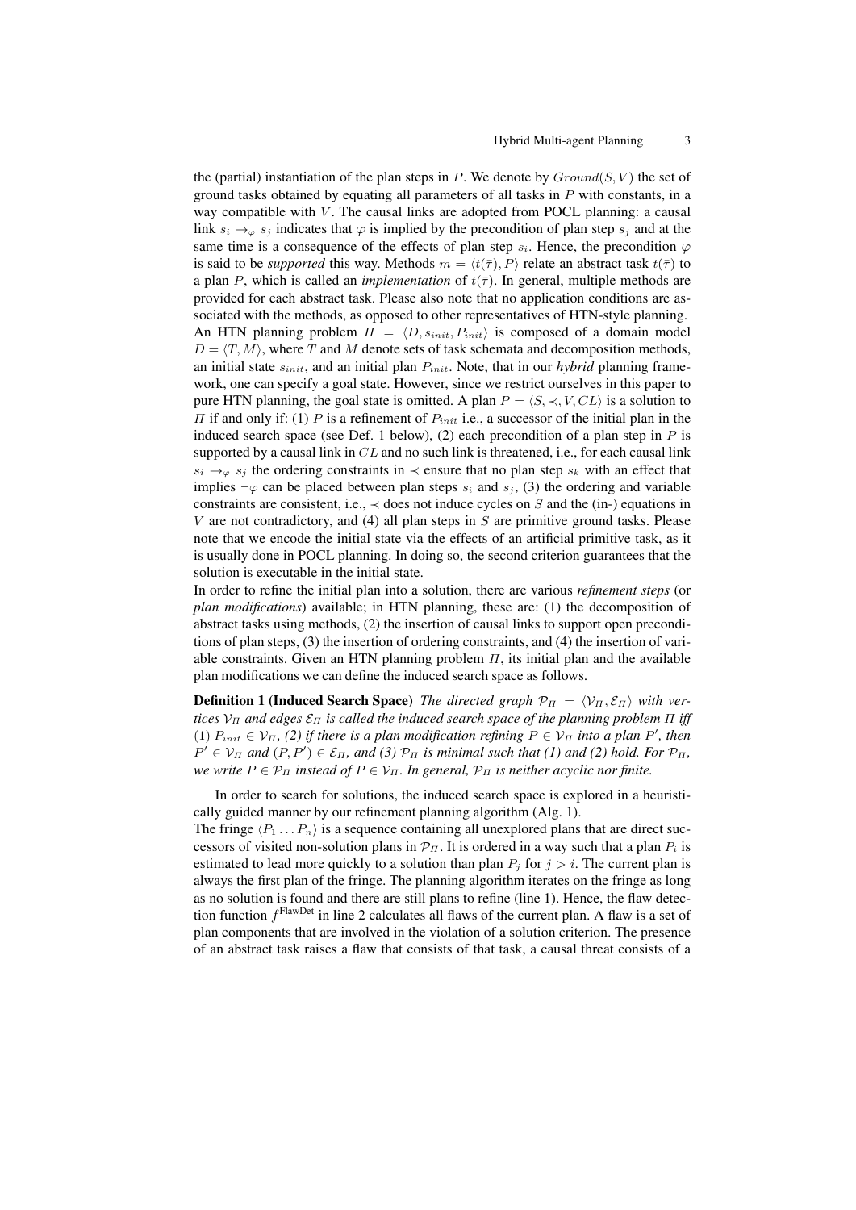the (partial) instantiation of the plan steps in $P$. We denote by $Ground(S, V)$ the set of ground tasks obtained by equating all parameters of all tasks in $P$ with constants, in a way compatible with $V$. The causal links are adopted from POCL planning: a causal link $s_i \rightarrow_\varphi s_j$ indicates that $\varphi$ is implied by the precondition of plan step $s_j$ and at the same time is a consequence of the effects of plan step $s_i$. Hence, the precondition $\varphi$ is said to be *supported* this way. Methods $m = \langle t(\bar{\tau}), P \rangle$ relate an abstract task $t(\bar{\tau})$ to a plan $P$, which is called an *implementation* of $t(\bar{\tau})$. In general, multiple methods are provided for each abstract task. Please also note that no application conditions are associated with the methods, as opposed to other representatives of HTN-style planning.
An HTN planning problem $\Pi = \langle D, s_{init}, P_{init} \rangle$ is composed of a domain model $D = \langle T, M \rangle$, where $T$ and $M$ denote sets of task schemata and decomposition methods, an initial state $s_{init}$, and an initial plan $P_{init}$. Note, that in our *hybrid* planning framework, one can specify a goal state. However, since we restrict ourselves in this paper to pure HTN planning, the goal state is omitted. A plan $P = \langle S, \prec, V, CL \rangle$ is a solution to $\Pi$ if and only if: (1) $P$ is a refinement of $P_{init}$ i.e., a successor of the initial plan in the induced search space (see Def. 1 below), (2) each precondition of a plan step in $P$ is supported by a causal link in $CL$ and no such link is threatened, i.e., for each causal link $s_i \rightarrow_\varphi s_j$ the ordering constraints in $\prec$ ensure that no plan step $s_k$ with an effect that implies $\neg\varphi$ can be placed between plan steps $s_i$ and $s_j$, (3) the ordering and variable constraints are consistent, i.e., $\prec$ does not induce cycles on $S$ and the (in-) equations in $V$ are not contradictory, and (4) all plan steps in $S$ are primitive ground tasks. Please note that we encode the initial state via the effects of an artificial primitive task, as it is usually done in POCL planning. In doing so, the second criterion guarantees that the solution is executable in the initial state.
In order to refine the initial plan into a solution, there are various *refinement steps* (or *plan modifications*) available; in HTN planning, these are: (1) the decomposition of abstract tasks using methods, (2) the insertion of causal links to support open preconditions of plan steps, (3) the insertion of ordering constraints, and (4) the insertion of variable constraints. Given an HTN planning problem $\Pi$, its initial plan and the available plan modifications we can define the induced search space as follows.

**Definition 1 (Induced Search Space)** *The directed graph $\mathcal{P}_\Pi = \langle \mathcal{V}_\Pi, \mathcal{E}_\Pi \rangle$ with vertices $\mathcal{V}_\Pi$ and edges $\mathcal{E}_\Pi$ is called the induced search space of the planning problem $\Pi$ iff* (1) *$P_{init} \in \mathcal{V}_\Pi$, (2) if there is a plan modification refining $P \in \mathcal{V}_\Pi$ into a plan $P'$, then $P' \in \mathcal{V}_\Pi$ and $(P, P') \in \mathcal{E}_\Pi$, and (3) $\mathcal{P}_\Pi$ is minimal such that (1) and (2) hold. For $\mathcal{P}_\Pi$, we write $P \in \mathcal{P}_\Pi$ instead of $P \in \mathcal{V}_\Pi$. In general, $\mathcal{P}_\Pi$ is neither acyclic nor finite.*

In order to search for solutions, the induced search space is explored in a heuristically guided manner by our refinement planning algorithm (Alg. 1).
The fringe $\langle P_1 \ldots P_n \rangle$ is a sequence containing all unexplored plans that are direct successors of visited non-solution plans in $\mathcal{P}_\Pi$. It is ordered in a way such that a plan $P_i$ is estimated to lead more quickly to a solution than plan $P_j$ for $j > i$. The current plan is always the first plan of the fringe. The planning algorithm iterates on the fringe as long as no solution is found and there are still plans to refine (line 1). Hence, the flaw detection function $f^{\text{FlawDet}}$ in line 2 calculates all flaws of the current plan. A flaw is a set of plan components that are involved in the violation of a solution criterion. The presence of an abstract task raises a flaw that consists of that task, a causal threat consists of a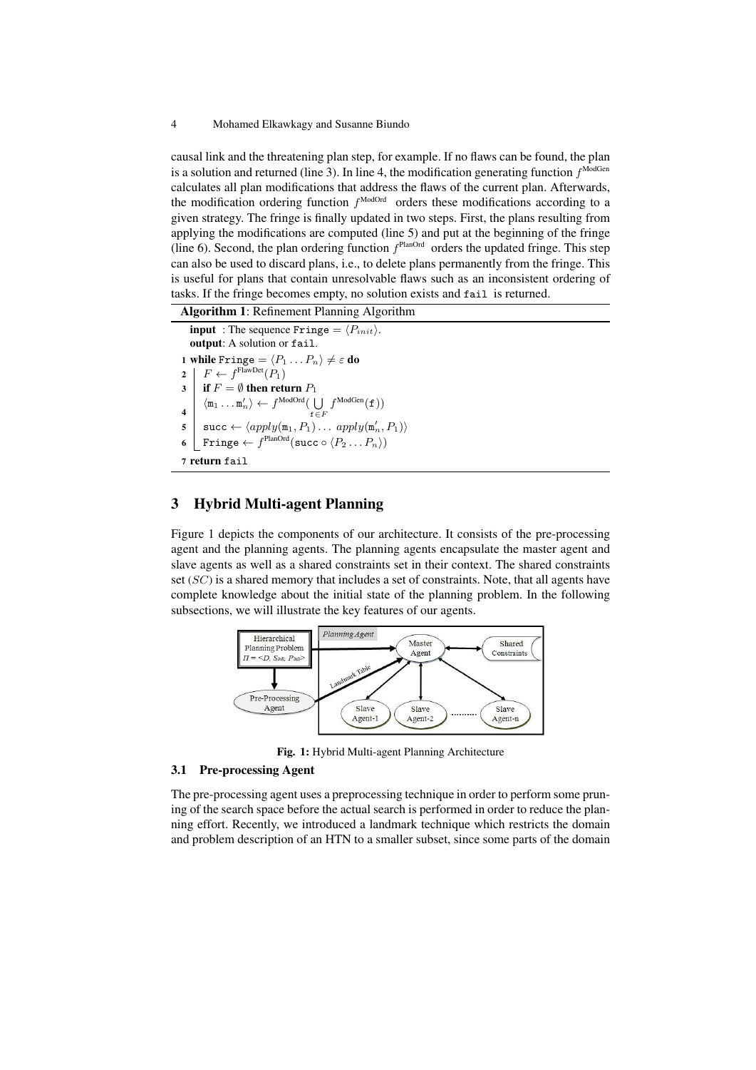causal link and the threatening plan step, for example. If no flaws can be found, the plan is a solution and returned (line 3). In line 4, the modification generating function $f^{\text{ModGen}}$ calculates all plan modifications that address the flaws of the current plan. Afterwards, the modification ordering function $f^{\text{ModOrd}}$ orders these modifications according to a given strategy. The fringe is finally updated in two steps. First, the plans resulting from applying the modifications are computed (line 5) and put at the beginning of the fringe (line 6). Second, the plan ordering function $f^{\text{PlanOrd}}$ orders the updated fringe. This step can also be used to discard plans, i.e., to delete plans permanently from the fringe. This is useful for plans that contain unresolvable flaws such as an inconsistent ordering of tasks. If the fringe becomes empty, no solution exists and `fail` is returned.

**Algorithm 1**: Refinement Planning Algorithm

**input** : The sequence $\texttt{Fringe} = \langle P_{init} \rangle$.
**output**: A solution or `fail`.

1 **while** $\texttt{Fringe} = \langle P_1 \dots P_n \rangle \neq \varepsilon$ **do**
2 $\quad F \leftarrow f^{\text{FlawDet}}(P_1)$
3 $\quad$ **if** $F = \emptyset$ **then return** $P_1$
4 $\quad \langle \texttt{m}_1 \dots \texttt{m}'_n \rangle \leftarrow f^{\text{ModOrd}}(\bigcup_{\texttt{f} \in F} f^{\text{ModGen}}(\texttt{f}))$
5 $\quad \texttt{succ} \leftarrow \langle apply(\texttt{m}_1, P_1) \dots \; apply(\texttt{m}'_n, P_1) \rangle$
6 $\quad \texttt{Fringe} \leftarrow f^{\text{PlanOrd}}(\texttt{succ} \circ \langle P_2 \dots P_n \rangle)$
7 **return** `fail`

## 3 Hybrid Multi-agent Planning

Figure 1 depicts the components of our architecture. It consists of the pre-processing agent and the planning agents. The planning agents encapsulate the master agent and slave agents as well as a shared constraints set in their context. The shared constraints set ($SC$) is a shared memory that includes a set of constraints. Note, that all agents have complete knowledge about the initial state of the planning problem. In the following subsections, we will illustrate the key features of our agents.

**Fig. 1:** Hybrid Multi-agent Planning Architecture

### 3.1 Pre-processing Agent

The pre-processing agent uses a preprocessing technique in order to perform some pruning of the search space before the actual search is performed in order to reduce the planning effort. Recently, we introduced a landmark technique which restricts the domain and problem description of an HTN to a smaller subset, since some parts of the domain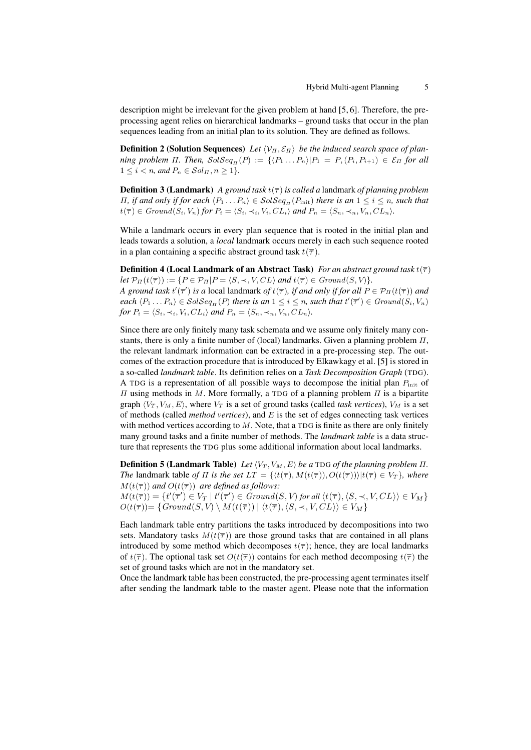description might be irrelevant for the given problem at hand [5, 6]. Therefore, the pre-processing agent relies on hierarchical landmarks – ground tasks that occur in the plan sequences leading from an initial plan to its solution. They are defined as follows.

**Definition 2 (Solution Sequences)** *Let $\langle \mathcal{V}_\Pi, \mathcal{E}_\Pi \rangle$ be the induced search space of planning problem $\Pi$. Then, $\mathcal{S}ol\mathcal{S}eq_\Pi(P) := \{\langle P_1 \dots P_n \rangle | P_1 = P, (P_i, P_{i+1}) \in \mathcal{E}_\Pi$ for all $1 \leq i < n$, and $P_n \in \mathcal{S}ol_\Pi, n \geq 1\}$.*

**Definition 3 (Landmark)** *A ground task $t(\overline{\tau})$ is called a* landmark *of planning problem $\Pi$, if and only if for each $\langle P_1 \dots P_n \rangle \in \mathcal{S}ol\mathcal{S}eq_\Pi(P_{\text{init}})$ there is an $1 \leq i \leq n$, such that $t(\overline{\tau}) \in Ground(S_i, V_n)$ for $P_i = \langle S_i, \prec_i, V_i, CL_i \rangle$ and $P_n = \langle S_n, \prec_n, V_n, CL_n \rangle$.*

While a landmark occurs in every plan sequence that is rooted in the initial plan and leads towards a solution, a *local* landmark occurs merely in each such sequence rooted in a plan containing a specific abstract ground task $t(\overline{\tau})$.

**Definition 4 (Local Landmark of an Abstract Task)** *For an abstract ground task $t(\overline{\tau})$ let $\mathcal{P}_\Pi(t(\overline{\tau})) := \{P \in \mathcal{P}_\Pi | P = \langle S, \prec, V, CL \rangle$ and $t(\overline{\tau}) \in Ground(S, V)\}$.*
*A ground task $t'(\overline{\tau}')$ is a* local landmark *of $t(\overline{\tau})$, if and only if for all $P \in \mathcal{P}_\Pi(t(\overline{\tau}))$ and each $\langle P_1 \dots P_n \rangle \in \mathcal{S}ol\mathcal{S}eq_\Pi(P)$ there is an $1 \leq i \leq n$, such that $t'(\overline{\tau}') \in Ground(S_i, V_n)$ for $P_i = \langle S_i, \prec_i, V_i, CL_i \rangle$ and $P_n = \langle S_n, \prec_n, V_n, CL_n \rangle$.*

Since there are only finitely many task schemata and we assume only finitely many constants, there is only a finite number of (local) landmarks. Given a planning problem $\Pi$, the relevant landmark information can be extracted in a pre-processing step. The outcomes of the extraction procedure that is introduced by Elkawkagy et al. [5] is stored in a so-called *landmark table*. Its definition relies on a *Task Decomposition Graph* (TDG). A TDG is a representation of all possible ways to decompose the initial plan $P_{\text{init}}$ of $\Pi$ using methods in $M$. More formally, a TDG of a planning problem $\Pi$ is a bipartite graph $\langle V_T, V_M, E \rangle$, where $V_T$ is a set of ground tasks (called *task vertices*), $V_M$ is a set of methods (called *method vertices*), and $E$ is the set of edges connecting task vertices with method vertices according to $M$. Note, that a TDG is finite as there are only finitely many ground tasks and a finite number of methods. The *landmark table* is a data structure that represents the TDG plus some additional information about local landmarks.

**Definition 5 (Landmark Table)** *Let $\langle V_T, V_M, E \rangle$ be a TDG of the planning problem $\Pi$. The* landmark table *of $\Pi$ is the set $LT = \{\langle t(\overline{\tau}), M(t(\overline{\tau})), O(t(\overline{\tau})) \rangle | t(\overline{\tau}) \in V_T\}$, where $M(t(\overline{\tau}))$ and $O(t(\overline{\tau}))$ are defined as follows:*
$M(t(\overline{\tau})) = \{t'(\overline{\tau}') \in V_T \mid t'(\overline{\tau}') \in Ground(S, V) \text{ for all } \langle t(\overline{\tau}), \langle S, \prec, V, CL \rangle \rangle \in V_M\}$
$O(t(\overline{\tau})) = \{Ground(S, V) \setminus M(t(\overline{\tau})) \mid \langle t(\overline{\tau}), \langle S, \prec, V, CL \rangle \rangle \in V_M\}$

Each landmark table entry partitions the tasks introduced by decompositions into two sets. Mandatory tasks $M(t(\overline{\tau}))$ are those ground tasks that are contained in all plans introduced by some method which decomposes $t(\overline{\tau})$; hence, they are local landmarks of $t(\overline{\tau})$. The optional task set $O(t(\overline{\tau}))$ contains for each method decomposing $t(\overline{\tau})$ the set of ground tasks which are not in the mandatory set.

Once the landmark table has been constructed, the pre-processing agent terminates itself after sending the landmark table to the master agent. Please note that the information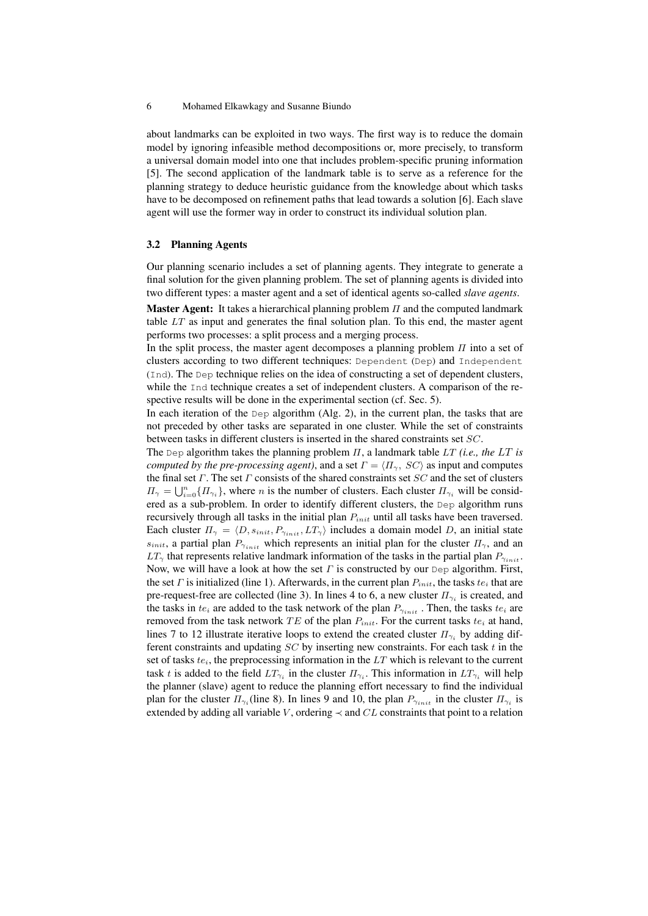about landmarks can be exploited in two ways. The first way is to reduce the domain model by ignoring infeasible method decompositions or, more precisely, to transform a universal domain model into one that includes problem-specific pruning information [5]. The second application of the landmark table is to serve as a reference for the planning strategy to deduce heuristic guidance from the knowledge about which tasks have to be decomposed on refinement paths that lead towards a solution [6]. Each slave agent will use the former way in order to construct its individual solution plan.

### 3.2 Planning Agents

Our planning scenario includes a set of planning agents. They integrate to generate a final solution for the given planning problem. The set of planning agents is divided into two different types: a master agent and a set of identical agents so-called *slave agents*.

**Master Agent:** It takes a hierarchical planning problem $\Pi$ and the computed landmark table $LT$ as input and generates the final solution plan. To this end, the master agent performs two processes: a split process and a merging process.

In the split process, the master agent decomposes a planning problem $\Pi$ into a set of clusters according to two different techniques: `Dependent` (`Dep`) and `Independent` (`Ind`). The `Dep` technique relies on the idea of constructing a set of dependent clusters, while the `Ind` technique creates a set of independent clusters. A comparison of the respective results will be done in the experimental section (cf. Sec. 5).

In each iteration of the `Dep` algorithm (Alg. 2), in the current plan, the tasks that are not preceded by other tasks are separated in one cluster. While the set of constraints between tasks in different clusters is inserted in the shared constraints set $SC$.

The `Dep` algorithm takes the planning problem $\Pi$, a landmark table $LT$ *(i.e., the $LT$ is computed by the pre-processing agent)*, and a set $\Gamma = \langle \Pi_\gamma,\ SC \rangle$ as input and computes the final set $\Gamma$. The set $\Gamma$ consists of the shared constraints set $SC$ and the set of clusters $\Pi_\gamma = \bigcup_{i=0}^{n} \{\Pi_{\gamma_i}\}$, where $n$ is the number of clusters. Each cluster $\Pi_{\gamma_i}$ will be considered as a sub-problem. In order to identify different clusters, the `Dep` algorithm runs recursively through all tasks in the initial plan $P_{init}$ until all tasks have been traversed. Each cluster $\Pi_\gamma = \langle D, s_{init}, P_{\gamma_{init}}, LT_\gamma \rangle$ includes a domain model $D$, an initial state $s_{init}$, a partial plan $P_{\gamma_{init}}$ which represents an initial plan for the cluster $\Pi_\gamma$, and an $LT_\gamma$ that represents relative landmark information of the tasks in the partial plan $P_{\gamma_{init}}$.

Now, we will have a look at how the set $\Gamma$ is constructed by our `Dep` algorithm. First, the set $\Gamma$ is initialized (line 1). Afterwards, in the current plan $P_{init}$, the tasks $te_i$ that are pre-request-free are collected (line 3). In lines 4 to 6, a new cluster $\Pi_{\gamma_i}$ is created, and the tasks in $te_i$ are added to the task network of the plan $P_{\gamma_{init}}$. Then, the tasks $te_i$ are removed from the task network $TE$ of the plan $P_{init}$. For the current tasks $te_i$ at hand, lines 7 to 12 illustrate iterative loops to extend the created cluster $\Pi_{\gamma_i}$ by adding different constraints and updating $SC$ by inserting new constraints. For each task $t$ in the set of tasks $te_i$, the preprocessing information in the $LT$ which is relevant to the current task $t$ is added to the field $LT_{\gamma_i}$ in the cluster $\Pi_{\gamma_i}$. This information in $LT_{\gamma_i}$ will help the planner (slave) agent to reduce the planning effort necessary to find the individual plan for the cluster $\Pi_{\gamma_i}$(line 8). In lines 9 and 10, the plan $P_{\gamma_{init}}$ in the cluster $\Pi_{\gamma_i}$ is extended by adding all variable $V$, ordering $\prec$ and $CL$ constraints that point to a relation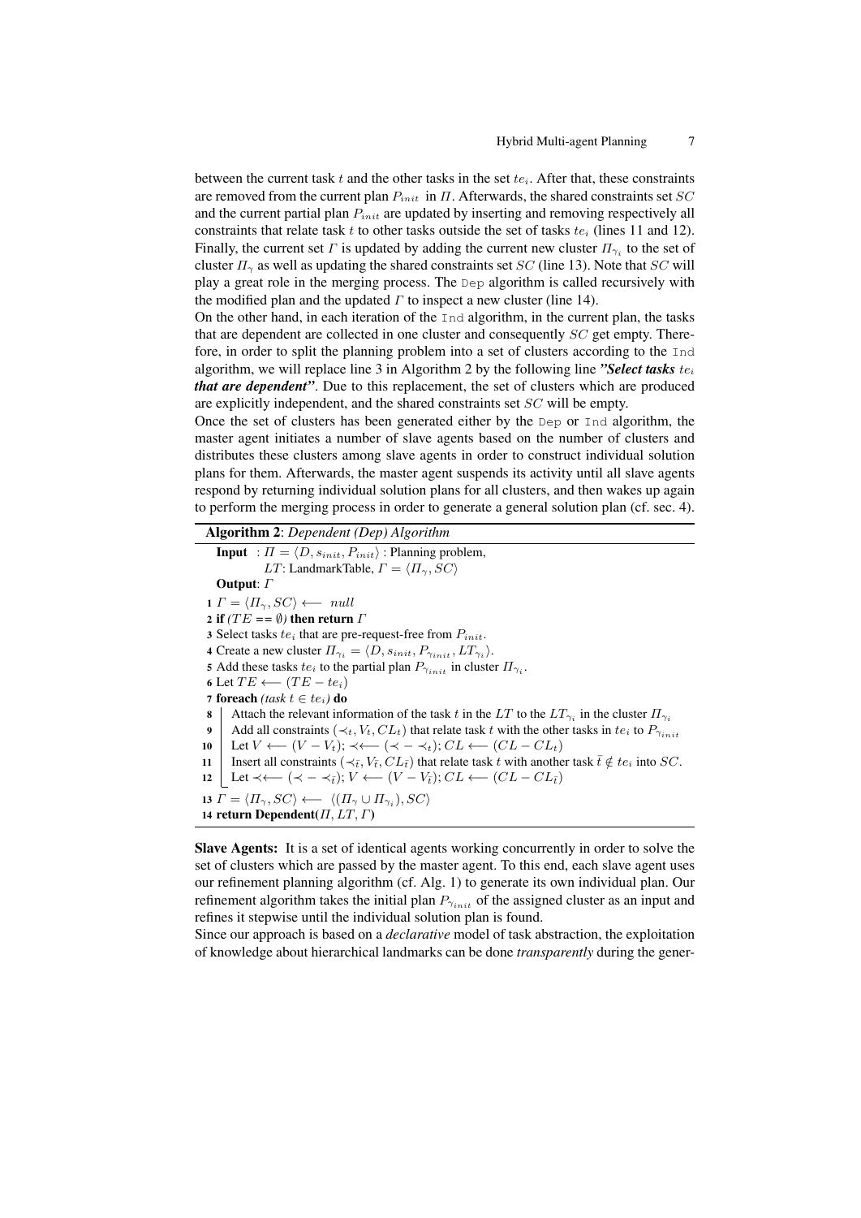between the current task $t$ and the other tasks in the set $te_i$. After that, these constraints are removed from the current plan $P_{init}$ in $\Pi$. Afterwards, the shared constraints set $SC$ and the current partial plan $P_{init}$ are updated by inserting and removing respectively all constraints that relate task $t$ to other tasks outside the set of tasks $te_i$ (lines 11 and 12). Finally, the current set $\Gamma$ is updated by adding the current new cluster $\Pi_{\gamma_i}$ to the set of cluster $\Pi_\gamma$ as well as updating the shared constraints set $SC$ (line 13). Note that $SC$ will play a great role in the merging process. The `Dep` algorithm is called recursively with the modified plan and the updated $\Gamma$ to inspect a new cluster (line 14).

On the other hand, in each iteration of the `Ind` algorithm, in the current plan, the tasks that are dependent are collected in one cluster and consequently $SC$ get empty. Therefore, in order to split the planning problem into a set of clusters according to the `Ind` algorithm, we will replace line 3 in Algorithm 2 by the following line ***"Select tasks*** $te_i$ ***that are dependent"***. Due to this replacement, the set of clusters which are produced are explicitly independent, and the shared constraints set $SC$ will be empty.

Once the set of clusters has been generated either by the `Dep` or `Ind` algorithm, the master agent initiates a number of slave agents based on the number of clusters and distributes these clusters among slave agents in order to construct individual solution plans for them. Afterwards, the master agent suspends its activity until all slave agents respond by returning individual solution plans for all clusters, and then wakes up again to perform the merging process in order to generate a general solution plan (cf. sec. 4).

**Algorithm 2**: *Dependent (Dep) Algorithm*

**Input** : $\Pi = \langle D, s_{init}, P_{init} \rangle$ : Planning problem,
$LT$: LandmarkTable, $\Gamma = \langle \Pi_\gamma, SC \rangle$

**Output**: $\Gamma$

1 $\Gamma = \langle \Pi_\gamma, SC \rangle \longleftarrow null$
2 **if** *($TE == \emptyset$)* **then return** $\Gamma$
3 Select tasks $te_i$ that are pre-request-free from $P_{init}$.
4 Create a new cluster $\Pi_{\gamma_i} = \langle D, s_{init}, P_{\gamma_{init}}, LT_{\gamma_i} \rangle$.
5 Add these tasks $te_i$ to the partial plan $P_{\gamma_{init}}$ in cluster $\Pi_{\gamma_i}$.
6 Let $TE \longleftarrow (TE - te_i)$
7 **foreach** *(task $t \in te_i$)* **do**
8 &nbsp;&nbsp;&nbsp;&nbsp;Attach the relevant information of the task $t$ in the $LT$ to the $LT_{\gamma_i}$ in the cluster $\Pi_{\gamma_i}$
9 &nbsp;&nbsp;&nbsp;&nbsp;Add all constraints $(\prec_t, V_t, CL_t)$ that relate task $t$ with the other tasks in $te_i$ to $P_{\gamma_{init}}$
10 &nbsp;&nbsp;&nbsp;&nbsp;Let $V \longleftarrow (V - V_t)$; $\prec \longleftarrow (\prec - \prec_t)$; $CL \longleftarrow (CL - CL_t)$
11 &nbsp;&nbsp;&nbsp;&nbsp;Insert all constraints $(\prec_{\bar{t}}, V_{\bar{t}}, CL_{\bar{t}})$ that relate task $t$ with another task $\bar{t} \notin te_i$ into $SC$.
12 &nbsp;&nbsp;&nbsp;&nbsp;Let $\prec \longleftarrow (\prec - \prec_{\bar{t}})$; $V \longleftarrow (V - V_{\bar{t}})$; $CL \longleftarrow (CL - CL_{\bar{t}})$
13 $\Gamma = \langle \Pi_\gamma, SC \rangle \longleftarrow \langle (\Pi_\gamma \cup \Pi_{\gamma_i}), SC \rangle$
14 **return Dependent**($\Pi, LT, \Gamma$)

**Slave Agents:** It is a set of identical agents working concurrently in order to solve the set of clusters which are passed by the master agent. To this end, each slave agent uses our refinement planning algorithm (cf. Alg. 1) to generate its own individual plan. Our refinement algorithm takes the initial plan $P_{\gamma_{init}}$ of the assigned cluster as an input and refines it stepwise until the individual solution plan is found.

Since our approach is based on a *declarative* model of task abstraction, the exploitation of knowledge about hierarchical landmarks can be done *transparently* during the gener-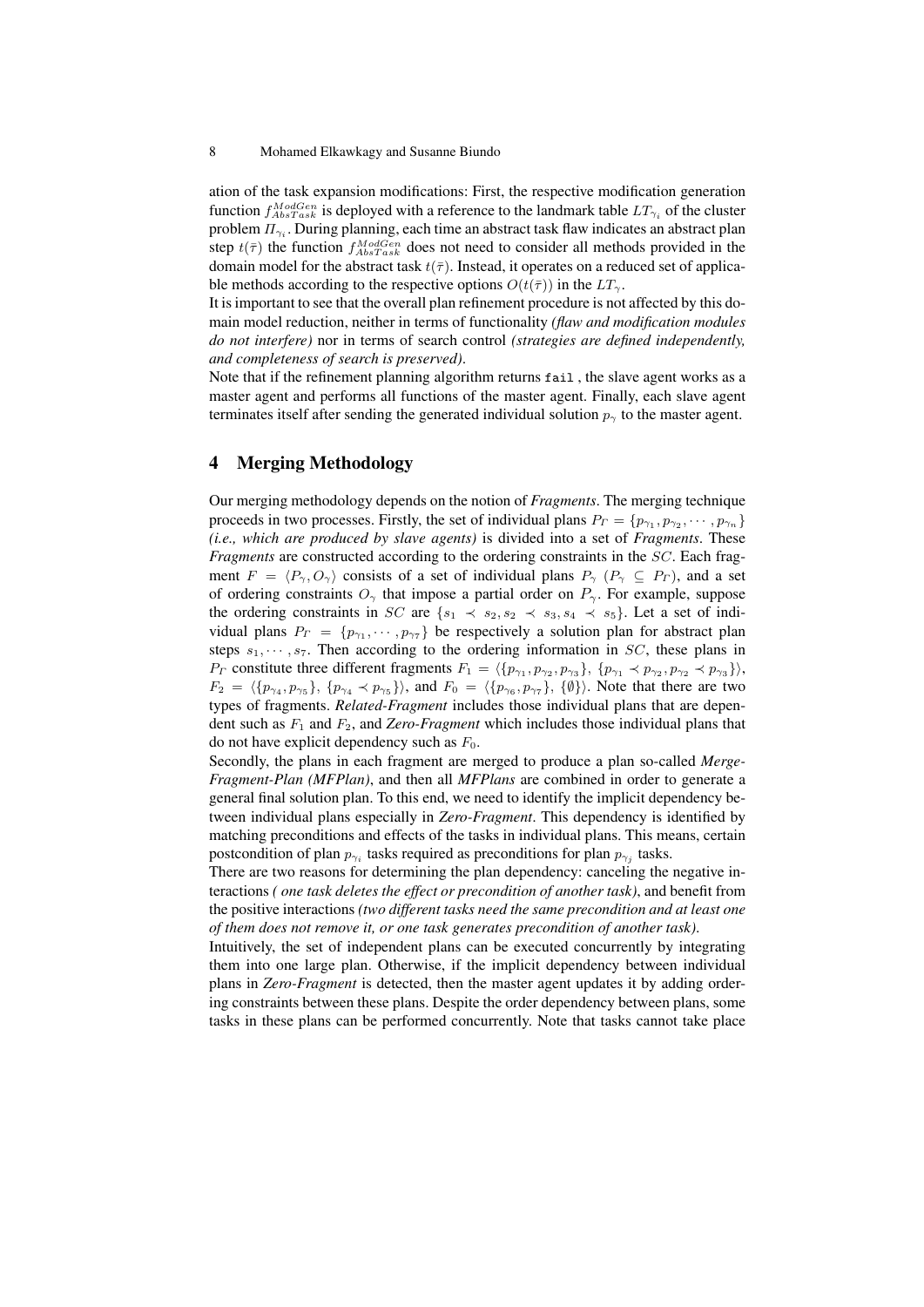ation of the task expansion modifications: First, the respective modification generation function $f_{AbsTask}^{ModGen}$ is deployed with a reference to the landmark table $LT_{\gamma_i}$ of the cluster problem $\Pi_{\gamma_i}$. During planning, each time an abstract task flaw indicates an abstract plan step $t(\bar{\tau})$ the function $f_{AbsTask}^{ModGen}$ does not need to consider all methods provided in the domain model for the abstract task $t(\bar{\tau})$. Instead, it operates on a reduced set of applicable methods according to the respective options $O(t(\bar{\tau}))$ in the $LT_{\gamma}$.

It is important to see that the overall plan refinement procedure is not affected by this domain model reduction, neither in terms of functionality *(flaw and modification modules do not interfere)* nor in terms of search control *(strategies are defined independently, and completeness of search is preserved)*.

Note that if the refinement planning algorithm returns `fail` , the slave agent works as a master agent and performs all functions of the master agent. Finally, each slave agent terminates itself after sending the generated individual solution $p_{\gamma}$ to the master agent.

## 4 Merging Methodology

Our merging methodology depends on the notion of *Fragments*. The merging technique proceeds in two processes. Firstly, the set of individual plans $P_{\Gamma} = \{p_{\gamma_1}, p_{\gamma_2}, \cdots, p_{\gamma_n}\}$ *(i.e., which are produced by slave agents)* is divided into a set of *Fragments*. These *Fragments* are constructed according to the ordering constraints in the $SC$. Each fragment $F = \langle P_{\gamma}, O_{\gamma} \rangle$ consists of a set of individual plans $P_{\gamma}$ ($P_{\gamma} \subseteq P_{\Gamma}$), and a set of ordering constraints $O_{\gamma}$ that impose a partial order on $P_{\gamma}$. For example, suppose the ordering constraints in $SC$ are $\{s_1 \prec s_2, s_2 \prec s_3, s_4 \prec s_5\}$. Let a set of individual plans $P_{\Gamma} = \{p_{\gamma_1}, \cdots, p_{\gamma_7}\}$ be respectively a solution plan for abstract plan steps $s_1, \cdots, s_7$. Then according to the ordering information in $SC$, these plans in $P_{\Gamma}$ constitute three different fragments $F_1 = \langle \{p_{\gamma_1}, p_{\gamma_2}, p_{\gamma_3}\}, \{p_{\gamma_1} \prec p_{\gamma_2}, p_{\gamma_2} \prec p_{\gamma_3}\} \rangle$, $F_2 = \langle \{p_{\gamma_4}, p_{\gamma_5}\}, \{p_{\gamma_4} \prec p_{\gamma_5}\} \rangle$, and $F_0 = \langle \{p_{\gamma_6}, p_{\gamma_7}\}, \{\emptyset\} \rangle$. Note that there are two types of fragments. *Related-Fragment* includes those individual plans that are dependent such as $F_1$ and $F_2$, and *Zero-Fragment* which includes those individual plans that do not have explicit dependency such as $F_0$.

Secondly, the plans in each fragment are merged to produce a plan so-called *Merge-Fragment-Plan (MFPlan)*, and then all *MFPlans* are combined in order to generate a general final solution plan. To this end, we need to identify the implicit dependency between individual plans especially in *Zero-Fragment*. This dependency is identified by matching preconditions and effects of the tasks in individual plans. This means, certain postcondition of plan $p_{\gamma_i}$ tasks required as preconditions for plan $p_{\gamma_j}$ tasks.

There are two reasons for determining the plan dependency: canceling the negative interactions *( one task deletes the effect or precondition of another task)*, and benefit from the positive interactions *(two different tasks need the same precondition and at least one of them does not remove it, or one task generates precondition of another task)*.

Intuitively, the set of independent plans can be executed concurrently by integrating them into one large plan. Otherwise, if the implicit dependency between individual plans in *Zero-Fragment* is detected, then the master agent updates it by adding ordering constraints between these plans. Despite the order dependency between plans, some tasks in these plans can be performed concurrently. Note that tasks cannot take place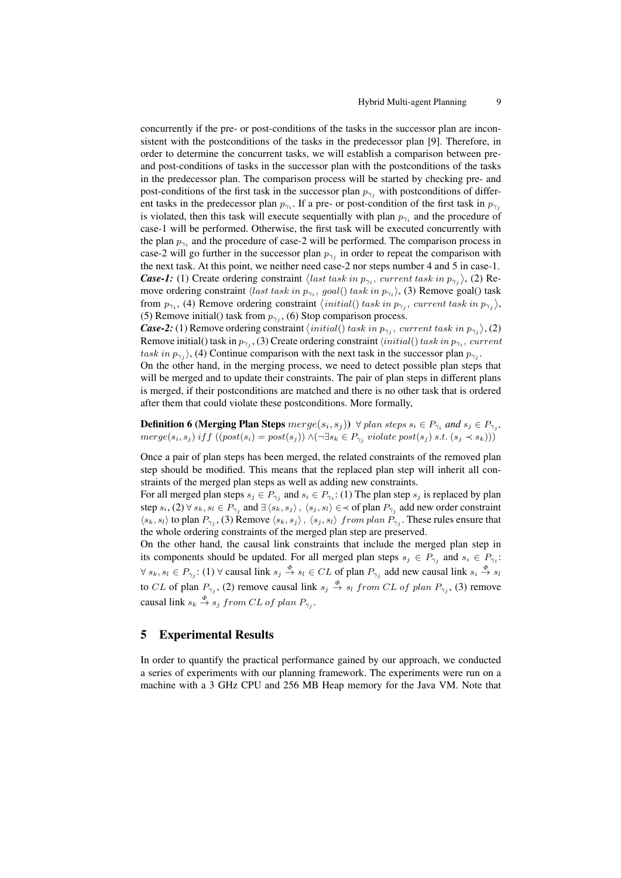concurrently if the pre- or post-conditions of the tasks in the successor plan are inconsistent with the postconditions of the tasks in the predecessor plan [9]. Therefore, in order to determine the concurrent tasks, we will establish a comparison between pre- and post-conditions of tasks in the successor plan with the postconditions of the tasks in the predecessor plan. The comparison process will be started by checking pre- and post-conditions of the first task in the successor plan $p_{\gamma_j}$ with postconditions of different tasks in the predecessor plan $p_{\gamma_i}$. If a pre- or post-condition of the first task in $p_{\gamma_j}$ is violated, then this task will execute sequentially with plan $p_{\gamma_i}$ and the procedure of case-1 will be performed. Otherwise, the first task will be executed concurrently with the plan $p_{\gamma_i}$ and the procedure of case-2 will be performed. The comparison process in case-2 will go further in the successor plan $p_{\gamma_j}$ in order to repeat the comparison with the next task. At this point, we neither need case-2 nor steps number 4 and 5 in case-1.

***Case-1:*** (1) Create ordering constraint $\langle last\ task\ in\ p_{\gamma_i},\ current\ task\ in\ p_{\gamma_j} \rangle$, (2) Remove ordering constraint $\langle last\ task\ in\ p_{\gamma_i},\ goal()\ task\ in\ p_{\gamma_i} \rangle$, (3) Remove goal() task from $p_{\gamma_i}$, (4) Remove ordering constraint $\langle initial()\ task\ in\ p_{\gamma_j},\ current\ task\ in\ p_{\gamma_j} \rangle$, (5) Remove initial() task from $p_{\gamma_j}$, (6) Stop comparison process.

***Case-2:*** (1) Remove ordering constraint $\langle initial()\ task\ in\ p_{\gamma_j},\ current\ task\ in\ p_{\gamma_j} \rangle$, (2) Remove initial() task in $p_{\gamma_j}$, (3) Create ordering constraint $\langle initial()\ task\ in\ p_{\gamma_i},\ current\ task\ in\ p_{\gamma_j} \rangle$, (4) Continue comparison with the next task in the successor plan $p_{\gamma_j}$.

On the other hand, in the merging process, we need to detect possible plan steps that will be merged and to update their constraints. The pair of plan steps in different plans is merged, if their postconditions are matched and there is no other task that is ordered after them that could violate these postconditions. More formally,

**Definition 6 (Merging Plan Steps** $merge(s_i, s_j)$**)** $\forall$ *plan steps* $s_i \in P_{\gamma_i}$ *and* $s_j \in P_{\gamma_j}$, $merge(s_i, s_j)\ iff\ ((post(s_i) = post(s_j)) \wedge (\neg \exists s_k \in P_{\gamma_j}\ violate\ post(s_j)\ s.t.\ (s_j \prec s_k)))$

Once a pair of plan steps has been merged, the related constraints of the removed plan step should be modified. This means that the replaced plan step will inherit all constraints of the merged plan steps as well as adding new constraints.

For all merged plan steps $s_j \in P_{\gamma_j}$ and $s_i \in P_{\gamma_i}$: (1) The plan step $s_j$ is replaced by plan step $s_i$, (2) $\forall\, s_k, s_l \in P_{\gamma_j}$ and $\exists \langle s_k, s_j \rangle,\ \langle s_j, s_l \rangle \in \prec$ of plan $P_{\gamma_j}$ add new order constraint $\langle s_k, s_l \rangle$ to plan $P_{\gamma_j}$, (3) Remove $\langle s_k, s_j \rangle,\ \langle s_j, s_l \rangle\ from\ plan\ P_{\gamma_j}$. These rules ensure that the whole ordering constraints of the merged plan step are preserved.

On the other hand, the causal link constraints that include the merged plan step in its components should be updated. For all merged plan steps $s_j \in P_{\gamma_j}$ and $s_i \in P_{\gamma_i}$: $\forall\, s_k, s_l \in P_{\gamma_j}$: (1) $\forall$ causal link $s_j \xrightarrow{\Phi} s_l \in CL$ of plan $P_{\gamma_j}$ add new causal link $s_i \xrightarrow{\Phi} s_l$ to $CL$ of plan $P_{\gamma_j}$, (2) remove causal link $s_j \xrightarrow{\Phi} s_l\ from\ CL\ of\ plan\ P_{\gamma_j}$, (3) remove causal link $s_k \xrightarrow{\Phi} s_j\ from\ CL\ of\ plan\ P_{\gamma_j}$.

## 5 Experimental Results

In order to quantify the practical performance gained by our approach, we conducted a series of experiments with our planning framework. The experiments were run on a machine with a 3 GHz CPU and 256 MB Heap memory for the Java VM. Note that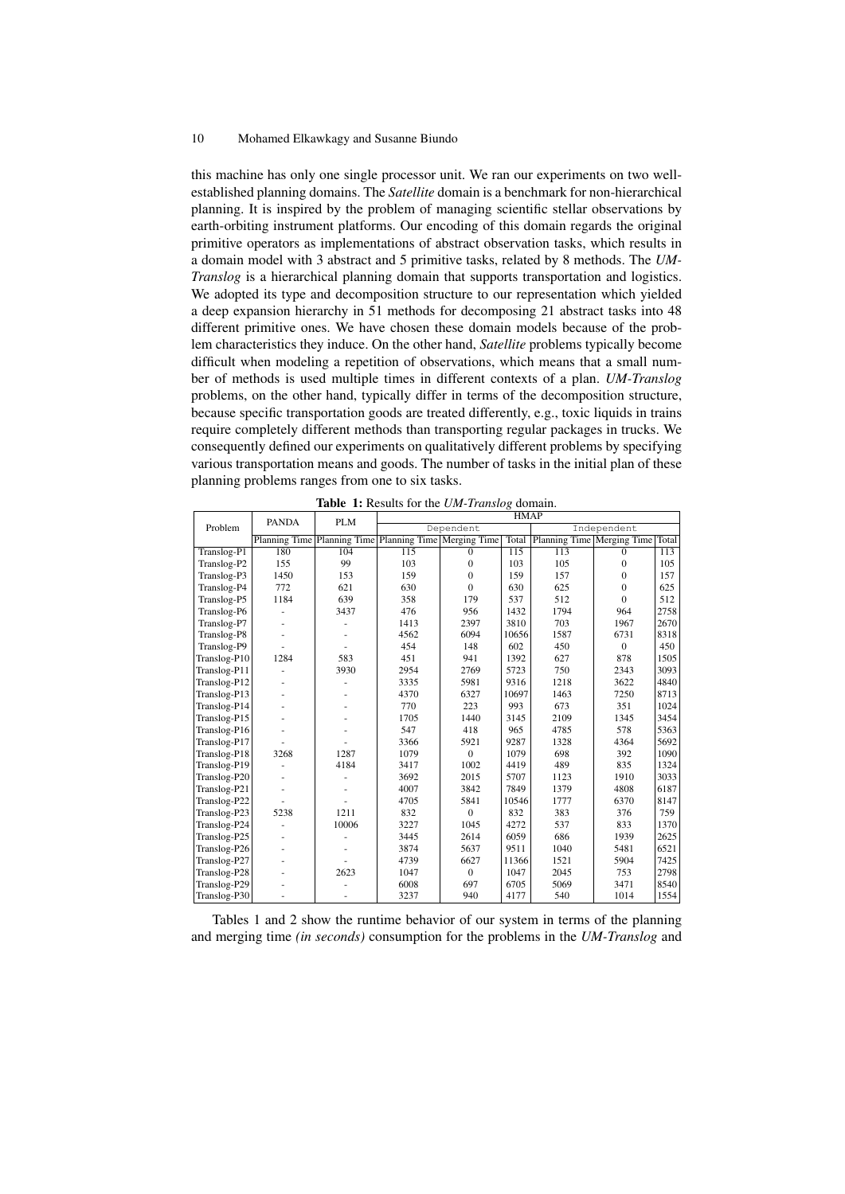this machine has only one single processor unit. We ran our experiments on two well-established planning domains. The *Satellite* domain is a benchmark for non-hierarchical planning. It is inspired by the problem of managing scientific stellar observations by earth-orbiting instrument platforms. Our encoding of this domain regards the original primitive operators as implementations of abstract observation tasks, which results in a domain model with 3 abstract and 5 primitive tasks, related by 8 methods. The *UM-Translog* is a hierarchical planning domain that supports transportation and logistics. We adopted its type and decomposition structure to our representation which yielded a deep expansion hierarchy in 51 methods for decomposing 21 abstract tasks into 48 different primitive ones. We have chosen these domain models because of the problem characteristics they induce. On the other hand, *Satellite* problems typically become difficult when modeling a repetition of observations, which means that a small number of methods is used multiple times in different contexts of a plan. *UM-Translog* problems, on the other hand, typically differ in terms of the decomposition structure, because specific transportation goods are treated differently, e.g., toxic liquids in trains require completely different methods than transporting regular packages in trucks. We consequently defined our experiments on qualitatively different problems by specifying various transportation means and goods. The number of tasks in the initial plan of these planning problems ranges from one to six tasks.

**Table 1:** Results for the *UM-Translog* domain.

| Problem | PANDA | PLM | HMAP | | | | | |
|---|---|---|---|---|---|---|---|---|
| | | | Dependent | | | Independent | | |
| | Planning Time | Planning Time | Planning Time | Merging Time | Total | Planning Time | Merging Time | Total |
| Translog-P1 | 180 | 104 | 115 | 0 | 115 | 113 | 0 | 113 |
| Translog-P2 | 155 | 99 | 103 | 0 | 103 | 105 | 0 | 105 |
| Translog-P3 | 1450 | 153 | 159 | 0 | 159 | 157 | 0 | 157 |
| Translog-P4 | 772 | 621 | 630 | 0 | 630 | 625 | 0 | 625 |
| Translog-P5 | 1184 | 639 | 358 | 179 | 537 | 512 | 0 | 512 |
| Translog-P6 | - | 3437 | 476 | 956 | 1432 | 1794 | 964 | 2758 |
| Translog-P7 | - | - | 1413 | 2397 | 3810 | 703 | 1967 | 2670 |
| Translog-P8 | - | - | 4562 | 6094 | 10656 | 1587 | 6731 | 8318 |
| Translog-P9 | - | - | 454 | 148 | 602 | 450 | 0 | 450 |
| Translog-P10 | 1284 | 583 | 451 | 941 | 1392 | 627 | 878 | 1505 |
| Translog-P11 | - | 3930 | 2954 | 2769 | 5723 | 750 | 2343 | 3093 |
| Translog-P12 | - | - | 3335 | 5981 | 9316 | 1218 | 3622 | 4840 |
| Translog-P13 | - | - | 4370 | 6327 | 10697 | 1463 | 7250 | 8713 |
| Translog-P14 | - | - | 770 | 223 | 993 | 673 | 351 | 1024 |
| Translog-P15 | - | - | 1705 | 1440 | 3145 | 2109 | 1345 | 3454 |
| Translog-P16 | - | - | 547 | 418 | 965 | 4785 | 578 | 5363 |
| Translog-P17 | - | - | 3366 | 5921 | 9287 | 1328 | 4364 | 5692 |
| Translog-P18 | 3268 | 1287 | 1079 | 0 | 1079 | 698 | 392 | 1090 |
| Translog-P19 | - | 4184 | 3417 | 1002 | 4419 | 489 | 835 | 1324 |
| Translog-P20 | - | - | 3692 | 2015 | 5707 | 1123 | 1910 | 3033 |
| Translog-P21 | - | - | 4007 | 3842 | 7849 | 1379 | 4808 | 6187 |
| Translog-P22 | - | - | 4705 | 5841 | 10546 | 1777 | 6370 | 8147 |
| Translog-P23 | 5238 | 1211 | 832 | 0 | 832 | 383 | 376 | 759 |
| Translog-P24 | - | 10006 | 3227 | 1045 | 4272 | 537 | 833 | 1370 |
| Translog-P25 | - | - | 3445 | 2614 | 6059 | 686 | 1939 | 2625 |
| Translog-P26 | - | - | 3874 | 5637 | 9511 | 1040 | 5481 | 6521 |
| Translog-P27 | - | - | 4739 | 6627 | 11366 | 1521 | 5904 | 7425 |
| Translog-P28 | - | 2623 | 1047 | 0 | 1047 | 2045 | 753 | 2798 |
| Translog-P29 | - | - | 6008 | 697 | 6705 | 5069 | 3471 | 8540 |
| Translog-P30 | - | - | 3237 | 940 | 4177 | 540 | 1014 | 1554 |

Tables 1 and 2 show the runtime behavior of our system in terms of the planning and merging time *(in seconds)* consumption for the problems in the *UM-Translog* and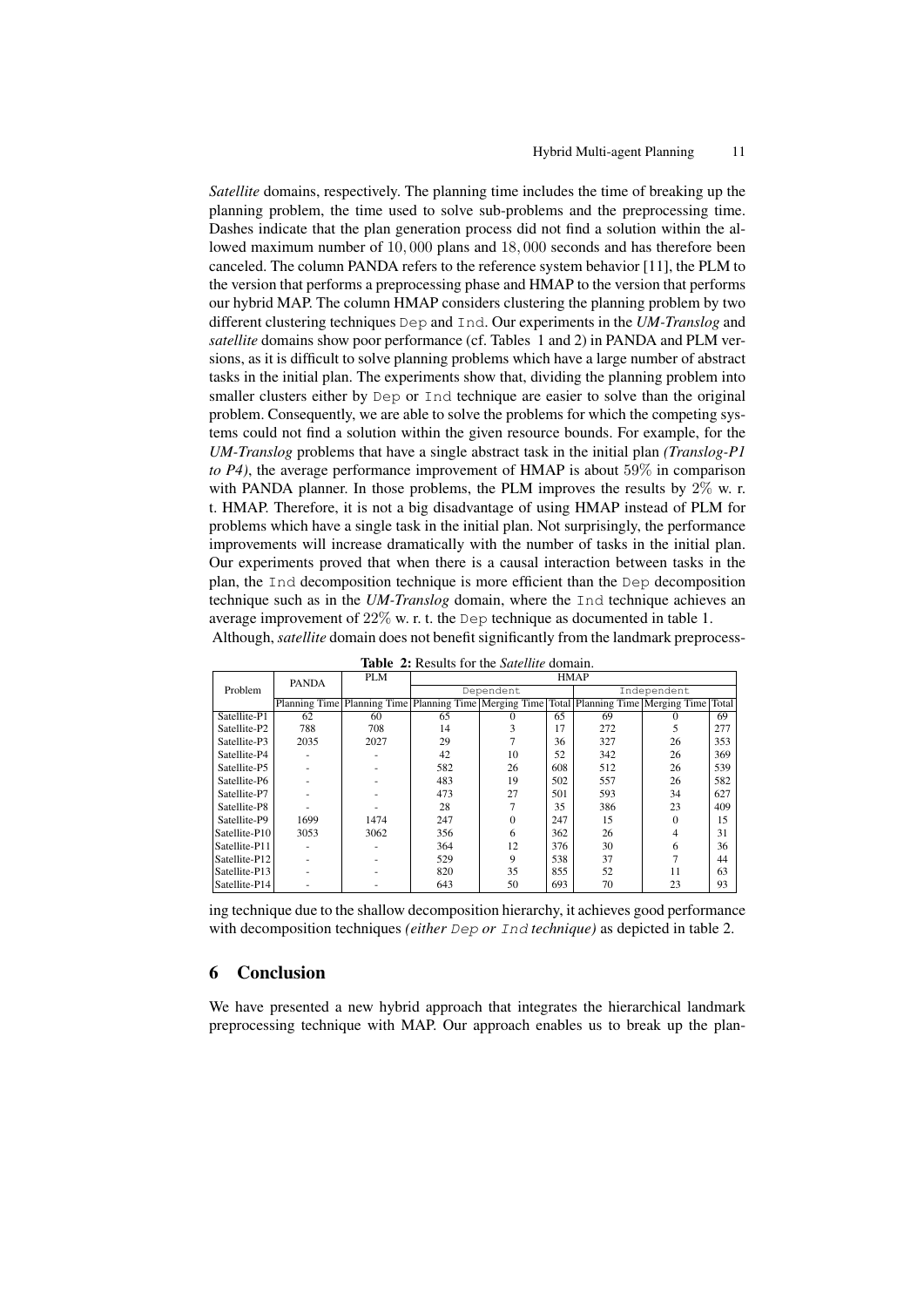*Satellite* domains, respectively. The planning time includes the time of breaking up the planning problem, the time used to solve sub-problems and the preprocessing time. Dashes indicate that the plan generation process did not find a solution within the allowed maximum number of $10,000$ plans and $18,000$ seconds and has therefore been canceled. The column PANDA refers to the reference system behavior [11], the PLM to the version that performs a preprocessing phase and HMAP to the version that performs our hybrid MAP. The column HMAP considers clustering the planning problem by two different clustering techniques `Dep` and `Ind`. Our experiments in the *UM-Translog* and *satellite* domains show poor performance (cf. Tables 1 and 2) in PANDA and PLM versions, as it is difficult to solve planning problems which have a large number of abstract tasks in the initial plan. The experiments show that, dividing the planning problem into smaller clusters either by `Dep` or `Ind` technique are easier to solve than the original problem. Consequently, we are able to solve the problems for which the competing systems could not find a solution within the given resource bounds. For example, for the *UM-Translog* problems that have a single abstract task in the initial plan *(Translog-P1 to P4)*, the average performance improvement of HMAP is about $59\%$ in comparison with PANDA planner. In those problems, the PLM improves the results by $2\%$ w. r. t. HMAP. Therefore, it is not a big disadvantage of using HMAP instead of PLM for problems which have a single task in the initial plan. Not surprisingly, the performance improvements will increase dramatically with the number of tasks in the initial plan. Our experiments proved that when there is a causal interaction between tasks in the plan, the `Ind` decomposition technique is more efficient than the `Dep` decomposition technique such as in the *UM-Translog* domain, where the `Ind` technique achieves an average improvement of $22\%$ w. r. t. the `Dep` technique as documented in table 1.

Although, *satellite* domain does not benefit significantly from the landmark preprocessing technique due to the shallow decomposition hierarchy, it achieves good performance with decomposition techniques *(either `Dep` or `Ind` technique)* as depicted in table 2.

**Table 2:** Results for the *Satellite* domain.

| Problem | PANDA | PLM | HMAP | | | | | |
|---|---|---|---|---|---|---|---|---|
| | | | Dependent | | | Independent | | |
| | Planning Time | Planning Time | Planning Time | Merging Time | Total | Planning Time | Merging Time | Total |
| Satellite-P1 | 62 | 60 | 65 | 0 | 65 | 69 | 0 | 69 |
| Satellite-P2 | 788 | 708 | 14 | 3 | 17 | 272 | 5 | 277 |
| Satellite-P3 | 2035 | 2027 | 29 | 7 | 36 | 327 | 26 | 353 |
| Satellite-P4 | - | - | 42 | 10 | 52 | 342 | 26 | 369 |
| Satellite-P5 | - | - | 582 | 26 | 608 | 512 | 26 | 539 |
| Satellite-P6 | - | - | 483 | 19 | 502 | 557 | 26 | 582 |
| Satellite-P7 | - | - | 473 | 27 | 501 | 593 | 34 | 627 |
| Satellite-P8 | - | - | 28 | 7 | 35 | 386 | 23 | 409 |
| Satellite-P9 | 1699 | 1474 | 247 | 0 | 247 | 15 | 0 | 15 |
| Satellite-P10 | 3053 | 3062 | 356 | 6 | 362 | 26 | 4 | 31 |
| Satellite-P11 | - | - | 364 | 12 | 376 | 30 | 6 | 36 |
| Satellite-P12 | - | - | 529 | 9 | 538 | 37 | 7 | 44 |
| Satellite-P13 | - | - | 820 | 35 | 855 | 52 | 11 | 63 |
| Satellite-P14 | - | - | 643 | 50 | 693 | 70 | 23 | 93 |

## 6 Conclusion

We have presented a new hybrid approach that integrates the hierarchical landmark preprocessing technique with MAP. Our approach enables us to break up the plan-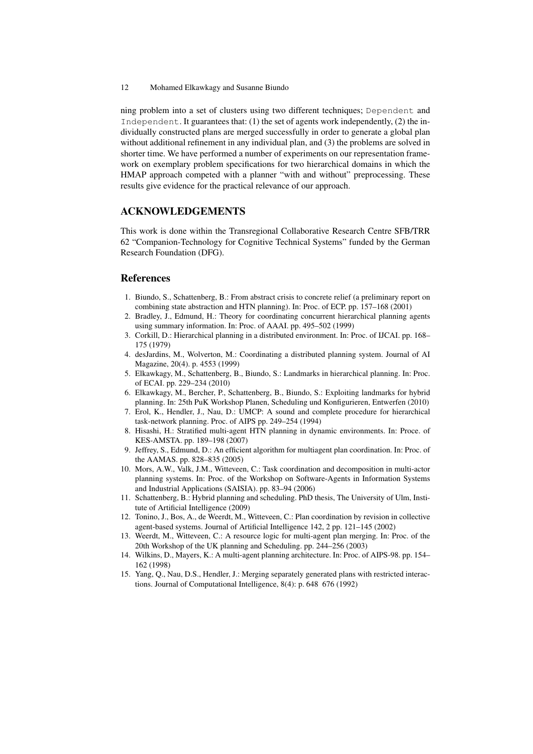ning problem into a set of clusters using two different techniques; `Dependent` and `Independent`. It guarantees that: (1) the set of agents work independently, (2) the individually constructed plans are merged successfully in order to generate a global plan without additional refinement in any individual plan, and (3) the problems are solved in shorter time. We have performed a number of experiments on our representation framework on exemplary problem specifications for two hierarchical domains in which the HMAP approach competed with a planner "with and without" preprocessing. These results give evidence for the practical relevance of our approach.

## ACKNOWLEDGEMENTS

This work is done within the Transregional Collaborative Research Centre SFB/TRR 62 "Companion-Technology for Cognitive Technical Systems" funded by the German Research Foundation (DFG).

## References

1. Biundo, S., Schattenberg, B.: From abstract crisis to concrete relief (a preliminary report on combining state abstraction and HTN planning). In: Proc. of ECP. pp. 157–168 (2001)
2. Bradley, J., Edmund, H.: Theory for coordinating concurrent hierarchical planning agents using summary information. In: Proc. of AAAI. pp. 495–502 (1999)
3. Corkill, D.: Hierarchical planning in a distributed environment. In: Proc. of IJCAI. pp. 168–175 (1979)
4. desJardins, M., Wolverton, M.: Coordinating a distributed planning system. Journal of AI Magazine, 20(4). p. 4553 (1999)
5. Elkawkagy, M., Schattenberg, B., Biundo, S.: Landmarks in hierarchical planning. In: Proc. of ECAI. pp. 229–234 (2010)
6. Elkawkagy, M., Bercher, P., Schattenberg, B., Biundo, S.: Exploiting landmarks for hybrid planning. In: 25th PuK Workshop Planen, Scheduling und Konfigurieren, Entwerfen (2010)
7. Erol, K., Hendler, J., Nau, D.: UMCP: A sound and complete procedure for hierarchical task-network planning. Proc. of AIPS pp. 249–254 (1994)
8. Hisashi, H.: Stratified multi-agent HTN planning in dynamic environments. In: Proce. of KES-AMSTA. pp. 189–198 (2007)
9. Jeffrey, S., Edmund, D.: An efficient algorithm for multiagent plan coordination. In: Proc. of the AAMAS. pp. 828–835 (2005)
10. Mors, A.W., Valk, J.M., Witteveen, C.: Task coordination and decomposition in multi-actor planning systems. In: Proc. of the Workshop on Software-Agents in Information Systems and Industrial Applications (SAISIA). pp. 83–94 (2006)
11. Schattenberg, B.: Hybrid planning and scheduling. PhD thesis, The University of Ulm, Institute of Artificial Intelligence (2009)
12. Tonino, J., Bos, A., de Weerdt, M., Witteveen, C.: Plan coordination by revision in collective agent-based systems. Journal of Artificial Intelligence 142, 2 pp. 121–145 (2002)
13. Weerdt, M., Witteveen, C.: A resource logic for multi-agent plan merging. In: Proc. of the 20th Workshop of the UK planning and Scheduling. pp. 244–256 (2003)
14. Wilkins, D., Mayers, K.: A multi-agent planning architecture. In: Proc. of AIPS-98. pp. 154–162 (1998)
15. Yang, Q., Nau, D.S., Hendler, J.: Merging separately generated plans with restricted interactions. Journal of Computational Intelligence, 8(4): p. 648 676 (1992)